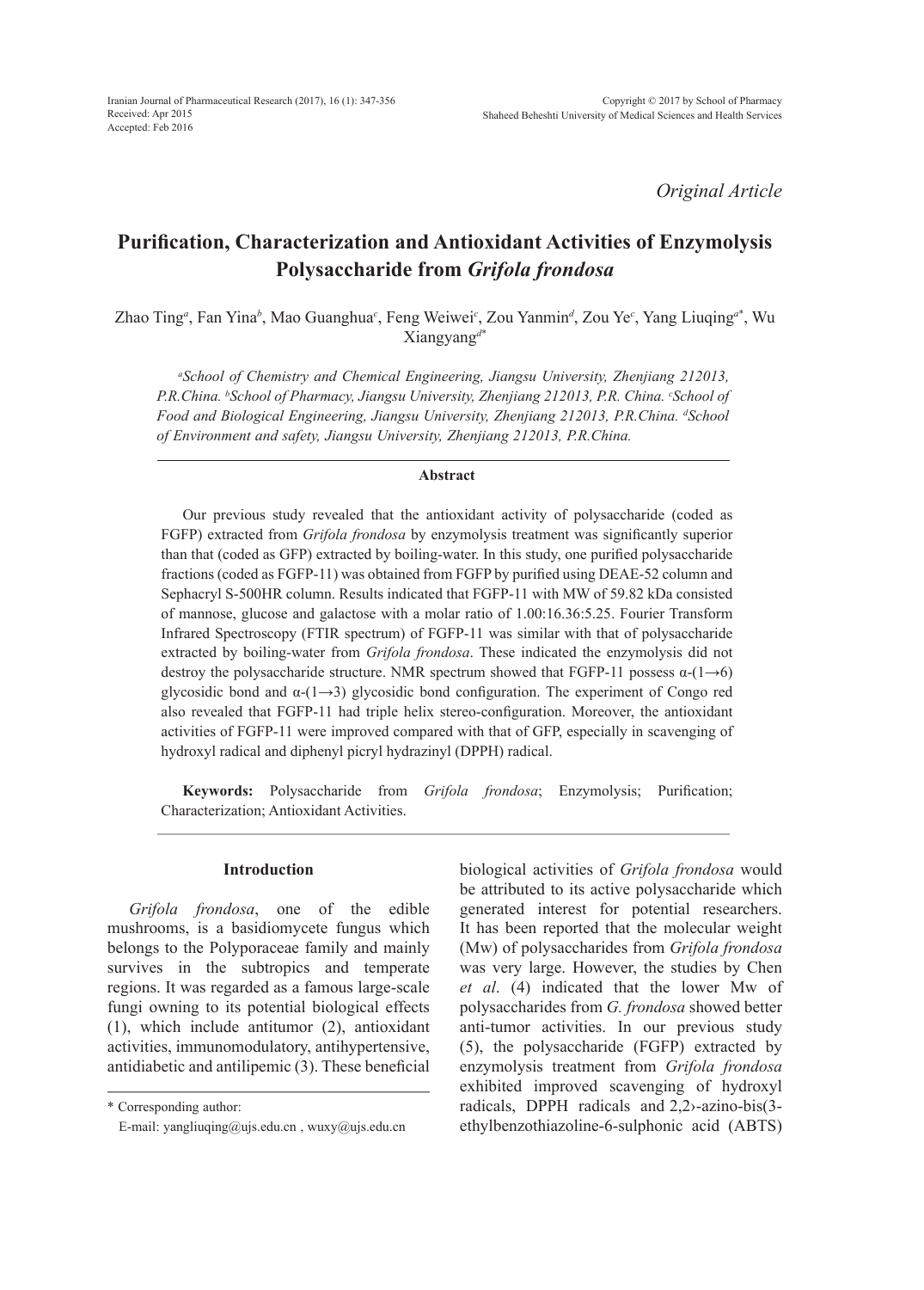*Original Article*

# Purification, Characterization and Antioxidant Activities of Enzymolysis Polysaccharide from *Grifola frondosa*

Zhao Ting[a], Fan Yina[b], Mao Guanghua[c], Feng Weiwei[c], Zou Yanmin[d], Zou Ye[c], Yang Liuqing[a*], Wu Xiangyang[d*]

*[a]School of Chemistry and Chemical Engineering, Jiangsu University, Zhenjiang 212013, P.R.China. [b]School of Pharmacy, Jiangsu University, Zhenjiang 212013, P.R. China. [c]School of Food and Biological Engineering, Jiangsu University, Zhenjiang 212013, P.R.China. [d]School of Environment and safety, Jiangsu University, Zhenjiang 212013, P.R.China.*

## Abstract

Our previous study revealed that the antioxidant activity of polysaccharide (coded as FGFP) extracted from *Grifola frondosa* by enzymolysis treatment was significantly superior than that (coded as GFP) extracted by boiling-water. In this study, one purified polysaccharide fractions (coded as FGFP-11) was obtained from FGFP by purified using DEAE-52 column and Sephacryl S-500HR column. Results indicated that FGFP-11 with MW of 59.82 kDa consisted of mannose, glucose and galactose with a molar ratio of 1.00:16.36:5.25. Fourier Transform Infrared Spectroscopy (FTIR spectrum) of FGFP-11 was similar with that of polysaccharide extracted by boiling-water from *Grifola frondosa*. These indicated the enzymolysis did not destroy the polysaccharide structure. NMR spectrum showed that FGFP-11 possess α-(1→6) glycosidic bond and α-(1→3) glycosidic bond configuration. The experiment of Congo red also revealed that FGFP-11 had triple helix stereo-configuration. Moreover, the antioxidant activities of FGFP-11 were improved compared with that of GFP, especially in scavenging of hydroxyl radical and diphenyl picryl hydrazinyl (DPPH) radical.

**Keywords:** Polysaccharide from *Grifola frondosa*; Enzymolysis; Purification; Characterization; Antioxidant Activities.

## Introduction

*Grifola frondosa*, one of the edible mushrooms, is a basidiomycete fungus which belongs to the Polyporaceae family and mainly survives in the subtropics and temperate regions. It was regarded as a famous large-scale fungi owning to its potential biological effects (1), which include antitumor (2), antioxidant activities, immunomodulatory, antihypertensive, antidiabetic and antilipemic (3). These beneficial biological activities of *Grifola frondosa* would be attributed to its active polysaccharide which generated interest for potential researchers. It has been reported that the molecular weight (Mw) of polysaccharides from *Grifola frondosa* was very large. However, the studies by Chen *et al*. (4) indicated that the lower Mw of polysaccharides from *G. frondosa* showed better anti-tumor activities. In our previous study (5), the polysaccharide (FGFP) extracted by enzymolysis treatment from *Grifola frondosa* exhibited improved scavenging of hydroxyl radicals, DPPH radicals and 2,2›-azino-bis(3-ethylbenzothiazoline-6-sulphonic acid (ABTS)

\* Corresponding author:
E-mail: yangliuqing@ujs.edu.cn , wuxy@ujs.edu.cn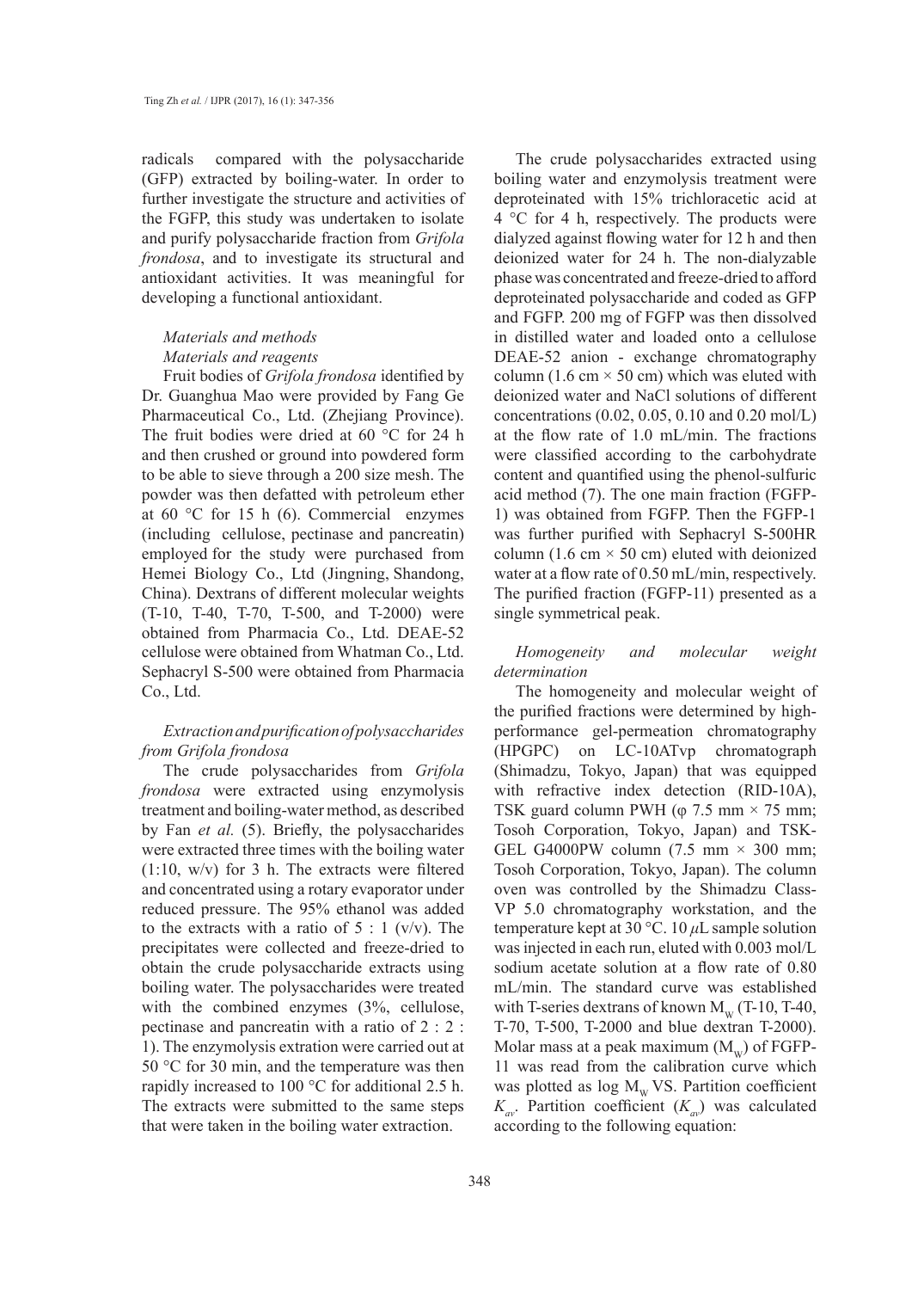radicals compared with the polysaccharide (GFP) extracted by boiling-water. In order to further investigate the structure and activities of the FGFP, this study was undertaken to isolate and purify polysaccharide fraction from *Grifola frondosa*, and to investigate its structural and antioxidant activities. It was meaningful for developing a functional antioxidant.

## *Materials and methods*

### *Materials and reagents*

Fruit bodies of *Grifola frondosa* identified by Dr. Guanghua Mao were provided by Fang Ge Pharmaceutical Co., Ltd. (Zhejiang Province). The fruit bodies were dried at 60 °C for 24 h and then crushed or ground into powdered form to be able to sieve through a 200 size mesh. The powder was then defatted with petroleum ether at 60 °C for 15 h (6). Commercial enzymes (including cellulose, pectinase and pancreatin) employed for the study were purchased from Hemei Biology Co., Ltd (Jingning, Shandong, China). Dextrans of different molecular weights (T-10, T-40, T-70, T-500, and T-2000) were obtained from Pharmacia Co., Ltd. DEAE-52 cellulose were obtained from Whatman Co., Ltd. Sephacryl S-500 were obtained from Pharmacia Co., Ltd.

### *Extraction and purification of polysaccharides from Grifola frondosa*

The crude polysaccharides from *Grifola frondosa* were extracted using enzymolysis treatment and boiling-water method, as described by Fan *et al.* (5). Briefly, the polysaccharides were extracted three times with the boiling water (1:10, w/v) for 3 h. The extracts were filtered and concentrated using a rotary evaporator under reduced pressure. The 95% ethanol was added to the extracts with a ratio of 5 : 1 (v/v). The precipitates were collected and freeze-dried to obtain the crude polysaccharide extracts using boiling water. The polysaccharides were treated with the combined enzymes (3%, cellulose, pectinase and pancreatin with a ratio of 2 : 2 : 1). The enzymolysis extration were carried out at 50 °C for 30 min, and the temperature was then rapidly increased to 100 °C for additional 2.5 h. The extracts were submitted to the same steps that were taken in the boiling water extraction.

The crude polysaccharides extracted using boiling water and enzymolysis treatment were deproteinated with 15% trichloracetic acid at 4 °C for 4 h, respectively. The products were dialyzed against flowing water for 12 h and then deionized water for 24 h. The non-dialyzable phase was concentrated and freeze-dried to afford deproteinated polysaccharide and coded as GFP and FGFP. 200 mg of FGFP was then dissolved in distilled water and loaded onto a cellulose DEAE-52 anion - exchange chromatography column (1.6 cm × 50 cm) which was eluted with deionized water and NaCl solutions of different concentrations (0.02, 0.05, 0.10 and 0.20 mol/L) at the flow rate of 1.0 mL/min. The fractions were classified according to the carbohydrate content and quantified using the phenol-sulfuric acid method (7). The one main fraction (FGFP-1) was obtained from FGFP. Then the FGFP-1 was further purified with Sephacryl S-500HR column (1.6 cm × 50 cm) eluted with deionized water at a flow rate of 0.50 mL/min, respectively. The purified fraction (FGFP-11) presented as a single symmetrical peak.

### *Homogeneity and molecular weight determination*

The homogeneity and molecular weight of the purified fractions were determined by high-performance gel-permeation chromatography (HPGPC) on LC-10ATvp chromatograph (Shimadzu, Tokyo, Japan) that was equipped with refractive index detection (RID-10A), TSK guard column PWH (φ 7.5 mm × 75 mm; Tosoh Corporation, Tokyo, Japan) and TSK-GEL G4000PW column (7.5 mm × 300 mm; Tosoh Corporation, Tokyo, Japan). The column oven was controlled by the Shimadzu Class-VP 5.0 chromatography workstation, and the temperature kept at 30 °C. 10 $\mu$L sample solution was injected in each run, eluted with 0.003 mol/L sodium acetate solution at a flow rate of 0.80 mL/min. The standard curve was established with T-series dextrans of known $M_W$ (T-10, T-40, T-70, T-500, T-2000 and blue dextran T-2000). Molar mass at a peak maximum ($M_W$) of FGFP-11 was read from the calibration curve which was plotted as log $M_W$ VS. Partition coefficient $K_{av}$. Partition coefficient ($K_{av}$) was calculated according to the following equation: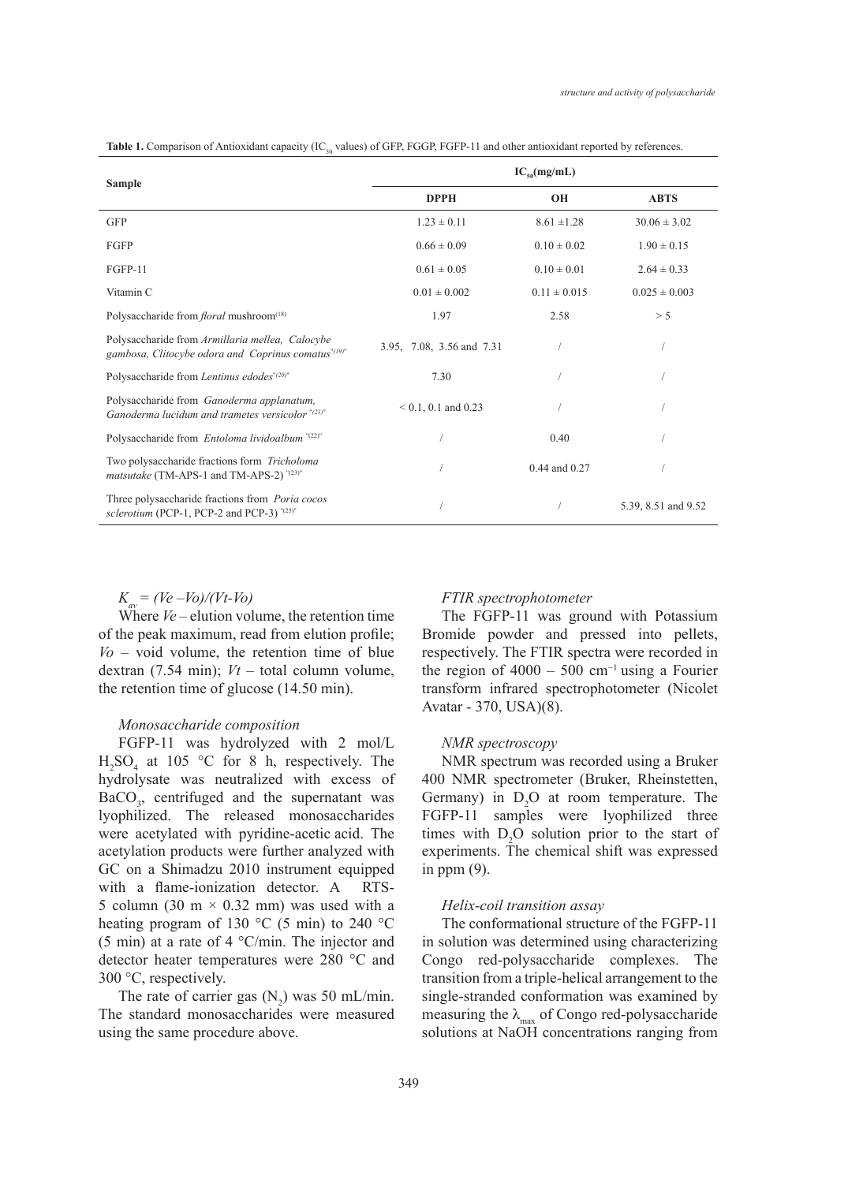**Table 1.** Comparison of Antioxidant capacity ($IC_{50}$ values) of GFP, FGGP, FGFP-11 and other antioxidant reported by references.

| Sample | $IC_{50}$(mg/mL) | | |
|---|---|---|---|
| | **DPPH** | **OH** | **ABTS** |
| GFP | 1.23 ± 0.11 | 8.61 ±1.28 | 30.06 ± 3.02 |
| FGFP | 0.66 ± 0.09 | 0.10 ± 0.02 | 1.90 ± 0.15 |
| FGFP-11 | 0.61 ± 0.05 | 0.10 ± 0.01 | 2.64 ± 0.33 |
| Vitamin C | 0.01 ± 0.002 | 0.11 ± 0.015 | 0.025 ± 0.003 |
| Polysaccharide from *floral* mushroom(18) | 1.97 | 2.58 | > 5 |
| Polysaccharide from *Armillaria mellea, Calocybe gambosa, Clitocybe odora and Coprinus comatus*"(19)" | 3.95, 7.08, 3.56 and 7.31 | / | / |
| Polysaccharide from *Lentinus edodes*"(20)" | 7.30 | / | / |
| Polysaccharide from *Ganoderma applanatum, Ganoderma lucidum and trametes versicolor* "(21)" | < 0.1, 0.1 and 0.23 | / | / |
| Polysaccharide from *Entoloma lividoalbum* "(22)" | / | 0.40 | / |
| Two polysaccharide fractions form *Tricholoma matsutake* (TM-APS-1 and TM-APS-2) "(23)" | / | 0.44 and 0.27 | / |
| Three polysaccharide fractions from *Poria cocos sclerotium* (PCP-1, PCP-2 and PCP-3) "(25)" | / | / | 5.39, 8.51 and 9.52 |

$K_{av} = (Ve - Vo)/(Vt - Vo)$

Where $Ve$ – elution volume, the retention time of the peak maximum, read from elution profile; $Vo$ – void volume, the retention time of blue dextran (7.54 min); $Vt$ – total column volume, the retention time of glucose (14.50 min).

### *Monosaccharide composition*

FGFP-11 was hydrolyzed with 2 mol/L $H_2SO_4$ at 105 °C for 8 h, respectively. The hydrolysate was neutralized with excess of $BaCO_3$, centrifuged and the supernatant was lyophilized. The released monosaccharides were acetylated with pyridine-acetic acid. The acetylation products were further analyzed with GC on a Shimadzu 2010 instrument equipped with a flame-ionization detector. A RTS-5 column (30 m × 0.32 mm) was used with a heating program of 130 °C (5 min) to 240 °C (5 min) at a rate of 4 °C/min. The injector and detector heater temperatures were 280 °C and 300 °C, respectively.

The rate of carrier gas ($N_2$) was 50 mL/min. The standard monosaccharides were measured using the same procedure above.

### *FTIR spectrophotometer*

The FGFP-11 was ground with Potassium Bromide powder and pressed into pellets, respectively. The FTIR spectra were recorded in the region of 4000 – 500 $cm^{-1}$ using a Fourier transform infrared spectrophotometer (Nicolet Avatar - 370, USA)(8).

### *NMR spectroscopy*

NMR spectrum was recorded using a Bruker 400 NMR spectrometer (Bruker, Rheinstetten, Germany) in $D_2O$ at room temperature. The FGFP-11 samples were lyophilized three times with $D_2O$ solution prior to the start of experiments. The chemical shift was expressed in ppm (9).

### *Helix-coil transition assay*

The conformational structure of the FGFP-11 in solution was determined using characterizing Congo red-polysaccharide complexes. The transition from a triple-helical arrangement to the single-stranded conformation was examined by measuring the $\lambda_{max}$ of Congo red-polysaccharide solutions at NaOH concentrations ranging from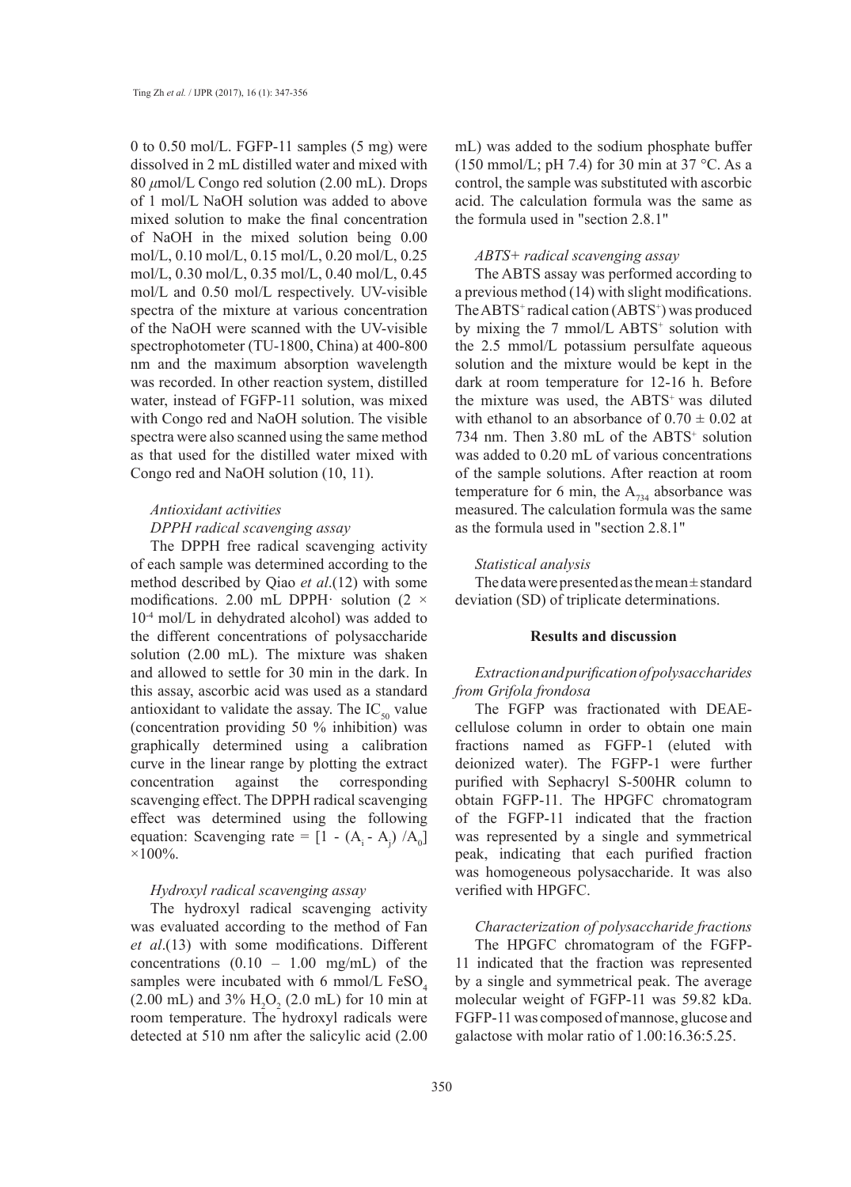0 to 0.50 mol/L. FGFP-11 samples (5 mg) were dissolved in 2 mL distilled water and mixed with 80 $\mu$mol/L Congo red solution (2.00 mL). Drops of 1 mol/L NaOH solution was added to above mixed solution to make the final concentration of NaOH in the mixed solution being 0.00 mol/L, 0.10 mol/L, 0.15 mol/L, 0.20 mol/L, 0.25 mol/L, 0.30 mol/L, 0.35 mol/L, 0.40 mol/L, 0.45 mol/L and 0.50 mol/L respectively. UV-visible spectra of the mixture at various concentration of the NaOH were scanned with the UV-visible spectrophotometer (TU-1800, China) at 400-800 nm and the maximum absorption wavelength was recorded. In other reaction system, distilled water, instead of FGFP-11 solution, was mixed with Congo red and NaOH solution. The visible spectra were also scanned using the same method as that used for the distilled water mixed with Congo red and NaOH solution (10, 11).

### *Antioxidant activities*

#### *DPPH radical scavenging assay*

The DPPH free radical scavenging activity of each sample was determined according to the method described by Qiao *et al*.(12) with some modifications. 2.00 mL DPPH· solution ($2 \times 10^{-4}$ mol/L in dehydrated alcohol) was added to the different concentrations of polysaccharide solution (2.00 mL). The mixture was shaken and allowed to settle for 30 min in the dark. In this assay, ascorbic acid was used as a standard antioxidant to validate the assay. The $IC_{50}$ value (concentration providing 50 % inhibition) was graphically determined using a calibration curve in the linear range by plotting the extract concentration against the corresponding scavenging effect. The DPPH radical scavenging effect was determined using the following equation: Scavenging rate = $[1 - (A_i - A_j)/A_0] \times 100\%$.

#### *Hydroxyl radical scavenging assay*

The hydroxyl radical scavenging activity was evaluated according to the method of Fan *et al*.(13) with some modifications. Different concentrations (0.10 – 1.00 mg/mL) of the samples were incubated with 6 mmol/L $FeSO_4$ (2.00 mL) and 3% $H_2O_2$ (2.0 mL) for 10 min at room temperature. The hydroxyl radicals were detected at 510 nm after the salicylic acid (2.00 mL) was added to the sodium phosphate buffer (150 mmol/L; pH 7.4) for 30 min at 37 °C. As a control, the sample was substituted with ascorbic acid. The calculation formula was the same as the formula used in "section 2.8.1"

#### *ABTS+ radical scavenging assay*

The ABTS assay was performed according to a previous method (14) with slight modifications. The $ABTS^+$ radical cation ($ABTS^+$) was produced by mixing the 7 mmol/L $ABTS^+$ solution with the 2.5 mmol/L potassium persulfate aqueous solution and the mixture would be kept in the dark at room temperature for 12-16 h. Before the mixture was used, the $ABTS^+$ was diluted with ethanol to an absorbance of $0.70 \pm 0.02$ at 734 nm. Then 3.80 mL of the $ABTS^+$ solution was added to 0.20 mL of various concentrations of the sample solutions. After reaction at room temperature for 6 min, the $A_{734}$ absorbance was measured. The calculation formula was the same as the formula used in "section 2.8.1"

### *Statistical analysis*

The data were presented as the mean ± standard deviation (SD) of triplicate determinations.

## **Results and discussion**

### *Extraction and purification of polysaccharides from Grifola frondosa*

The FGFP was fractionated with DEAE-cellulose column in order to obtain one main fractions named as FGFP-1 (eluted with deionized water). The FGFP-1 were further purified with Sephacryl S-500HR column to obtain FGFP-11. The HPGFC chromatogram of the FGFP-11 indicated that the fraction was represented by a single and symmetrical peak, indicating that each purified fraction was homogeneous polysaccharide. It was also verified with HPGFC.

### *Characterization of polysaccharide fractions*

The HPGFC chromatogram of the FGFP-11 indicated that the fraction was represented by a single and symmetrical peak. The average molecular weight of FGFP-11 was 59.82 kDa. FGFP-11 was composed of mannose, glucose and galactose with molar ratio of 1.00:16.36:5.25.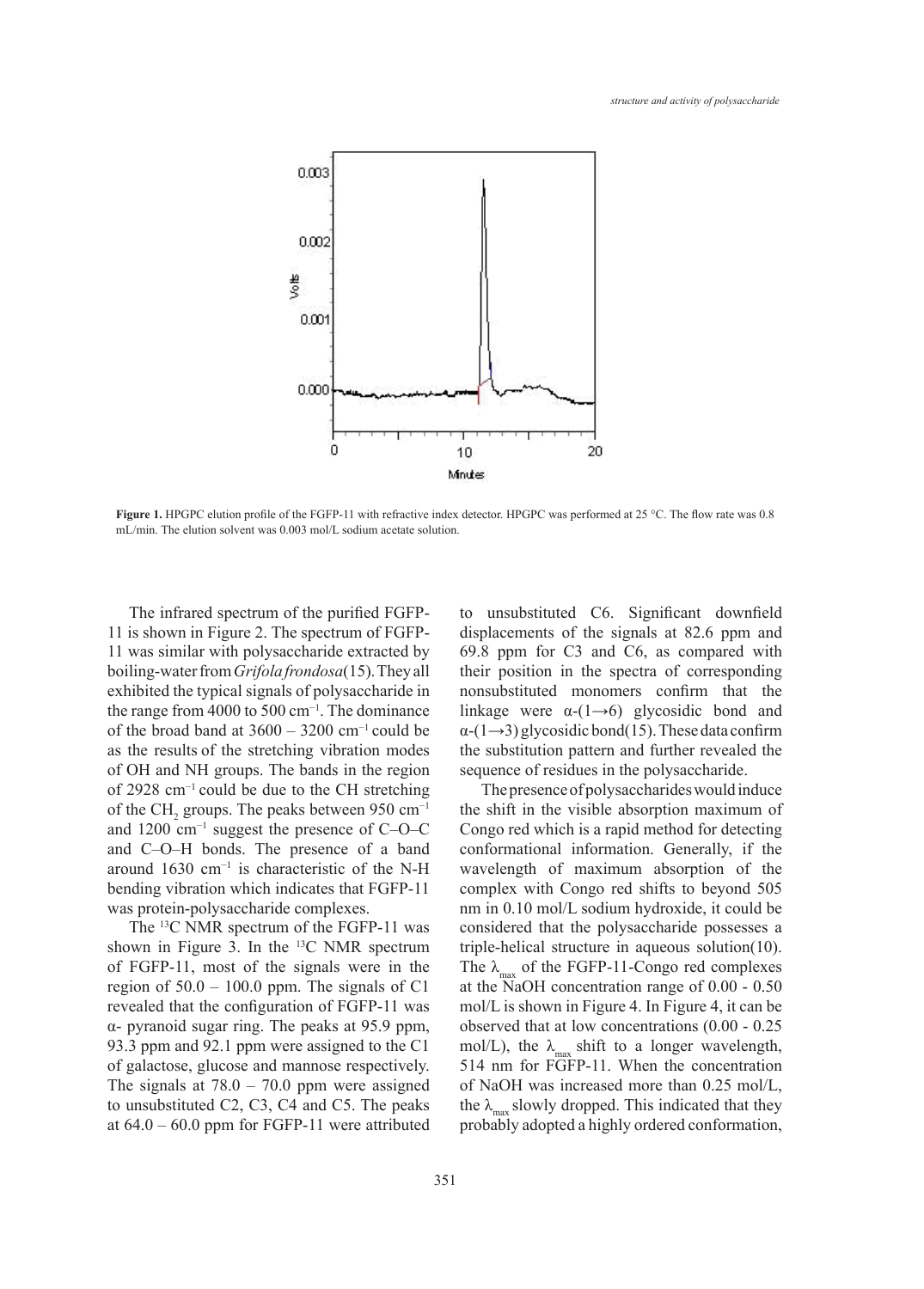**Figure 1.** HPGPC elution profile of the FGFP-11 with refractive index detector. HPGPC was performed at 25 °C. The flow rate was 0.8 mL/min. The elution solvent was 0.003 mol/L sodium acetate solution.

The infrared spectrum of the purified FGFP-11 is shown in Figure 2. The spectrum of FGFP-11 was similar with polysaccharide extracted by boiling-water from *Grifola frondosa*(15). They all exhibited the typical signals of polysaccharide in the range from 4000 to 500 $cm^{-1}$. The dominance of the broad band at 3600 – 3200 $cm^{-1}$ could be as the results of the stretching vibration modes of OH and NH groups. The bands in the region of 2928 $cm^{-1}$ could be due to the CH stretching of the $CH_2$ groups. The peaks between 950 $cm^{-1}$ and 1200 $cm^{-1}$ suggest the presence of C–O–C and C–O–H bonds. The presence of a band around 1630 $cm^{-1}$ is characteristic of the N-H bending vibration which indicates that FGFP-11 was protein-polysaccharide complexes.

The $^{13}C$ NMR spectrum of the FGFP-11 was shown in Figure 3. In the $^{13}C$ NMR spectrum of FGFP-11, most of the signals were in the region of 50.0 – 100.0 ppm. The signals of C1 revealed that the configuration of FGFP-11 was α- pyranoid sugar ring. The peaks at 95.9 ppm, 93.3 ppm and 92.1 ppm were assigned to the C1 of galactose, glucose and mannose respectively. The signals at 78.0 – 70.0 ppm were assigned to unsubstituted C2, C3, C4 and C5. The peaks at 64.0 – 60.0 ppm for FGFP-11 were attributed to unsubstituted C6. Significant downfield displacements of the signals at 82.6 ppm and 69.8 ppm for C3 and C6, as compared with their position in the spectra of corresponding nonsubstituted monomers confirm that the linkage were α-(1→6) glycosidic bond and α-(1→3) glycosidic bond(15). These data confirm the substitution pattern and further revealed the sequence of residues in the polysaccharide.

The presence of polysaccharides would induce the shift in the visible absorption maximum of Congo red which is a rapid method for detecting conformational information. Generally, if the wavelength of maximum absorption of the complex with Congo red shifts to beyond 505 nm in 0.10 mol/L sodium hydroxide, it could be considered that the polysaccharide possesses a triple-helical structure in aqueous solution(10). The $\lambda_{max}$ of the FGFP-11-Congo red complexes at the NaOH concentration range of 0.00 - 0.50 mol/L is shown in Figure 4. In Figure 4, it can be observed that at low concentrations (0.00 - 0.25 mol/L), the $\lambda_{max}$ shift to a longer wavelength, 514 nm for FGFP-11. When the concentration of NaOH was increased more than 0.25 mol/L, the $\lambda_{max}$ slowly dropped. This indicated that they probably adopted a highly ordered conformation,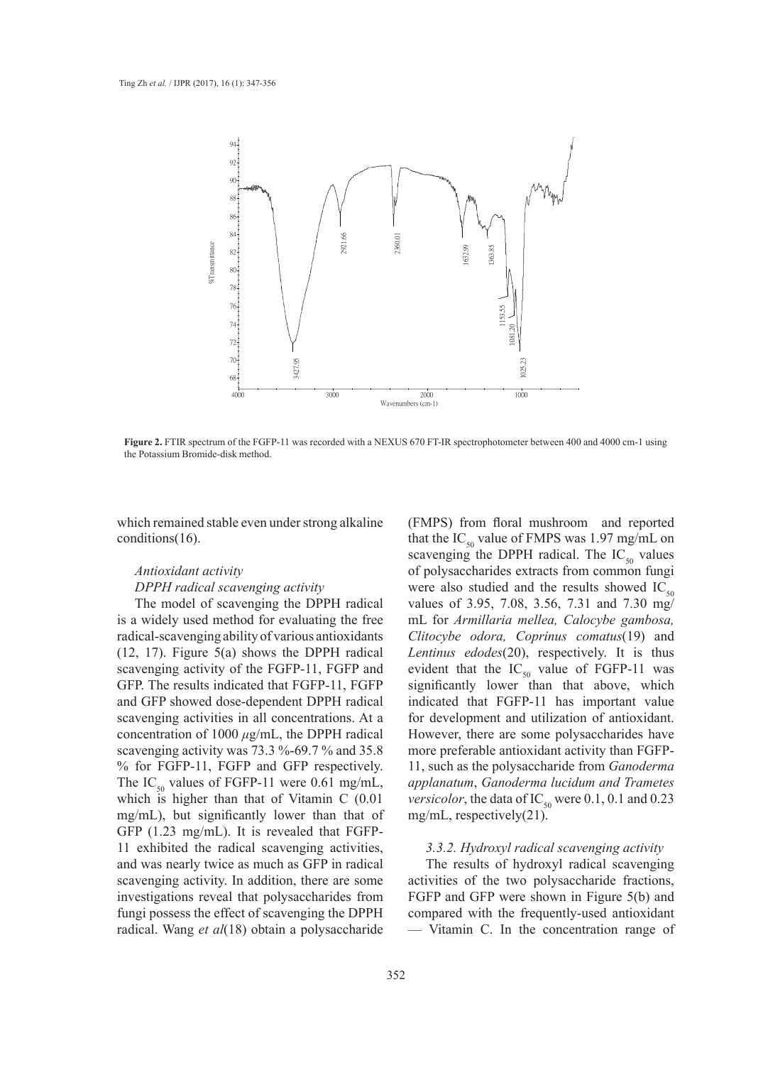**Figure 2.** FTIR spectrum of the FGFP-11 was recorded with a NEXUS 670 FT-IR spectrophotometer between 400 and 4000 cm-1 using the Potassium Bromide-disk method.

which remained stable even under strong alkaline conditions(16).

*Antioxidant activity*

*DPPH radical scavenging activity*

The model of scavenging the DPPH radical is a widely used method for evaluating the free radical-scavenging ability of various antioxidants (12, 17). Figure 5(a) shows the DPPH radical scavenging activity of the FGFP-11, FGFP and GFP. The results indicated that FGFP-11, FGFP and GFP showed dose-dependent DPPH radical scavenging activities in all concentrations. At a concentration of 1000 $\mu$g/mL, the DPPH radical scavenging activity was 73.3 %-69.7 % and 35.8 % for FGFP-11, FGFP and GFP respectively. The $IC_{50}$ values of FGFP-11 were 0.61 mg/mL, which is higher than that of Vitamin C (0.01 mg/mL), but significantly lower than that of GFP (1.23 mg/mL). It is revealed that FGFP-11 exhibited the radical scavenging activities, and was nearly twice as much as GFP in radical scavenging activity. In addition, there are some investigations reveal that polysaccharides from fungi possess the effect of scavenging the DPPH radical. Wang *et al*(18) obtain a polysaccharide (FMPS) from floral mushroom and reported that the $IC_{50}$ value of FMPS was 1.97 mg/mL on scavenging the DPPH radical. The $IC_{50}$ values of polysaccharides extracts from common fungi were also studied and the results showed $IC_{50}$ values of 3.95, 7.08, 3.56, 7.31 and 7.30 mg/mL for *Armillaria mellea, Calocybe gambosa, Clitocybe odora, Coprinus comatus*(19) and *Lentinus edodes*(20), respectively. It is thus evident that the $IC_{50}$ value of FGFP-11 was significantly lower than that above, which indicated that FGFP-11 has important value for development and utilization of antioxidant. However, there are some polysaccharides have more preferable antioxidant activity than FGFP-11, such as the polysaccharide from *Ganoderma applanatum*, *Ganoderma lucidum and Trametes versicolor*, the data of $IC_{50}$ were 0.1, 0.1 and 0.23 mg/mL, respectively(21).

*3.3.2. Hydroxyl radical scavenging activity*

The results of hydroxyl radical scavenging activities of the two polysaccharide fractions, FGFP and GFP were shown in Figure 5(b) and compared with the frequently-used antioxidant — Vitamin C. In the concentration range of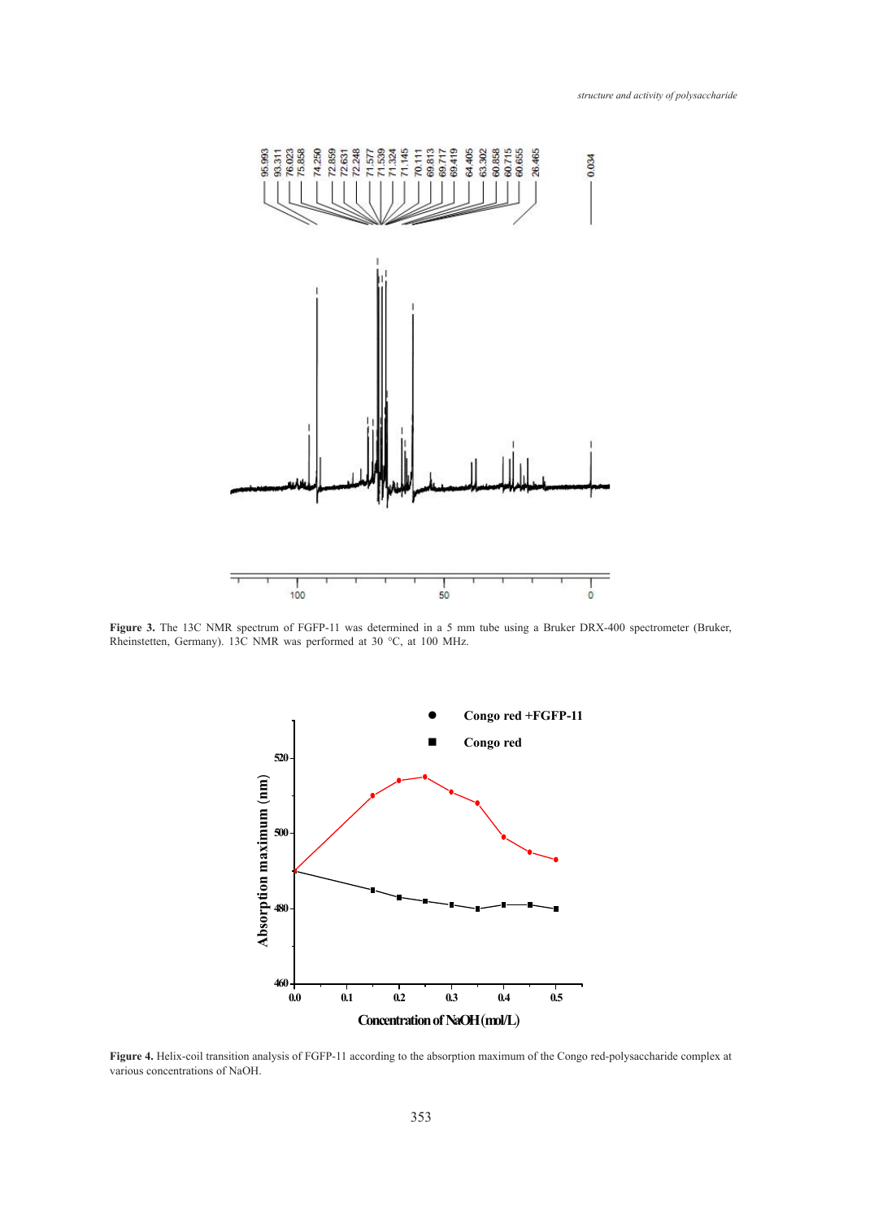**Figure 3.** The 13C NMR spectrum of FGFP-11 was determined in a 5 mm tube using a Bruker DRX-400 spectrometer (Bruker, Rheinstetten, Germany). 13C NMR was performed at 30 °C, at 100 MHz.

**Figure 4.** Helix-coil transition analysis of FGFP-11 according to the absorption maximum of the Congo red-polysaccharide complex at various concentrations of NaOH.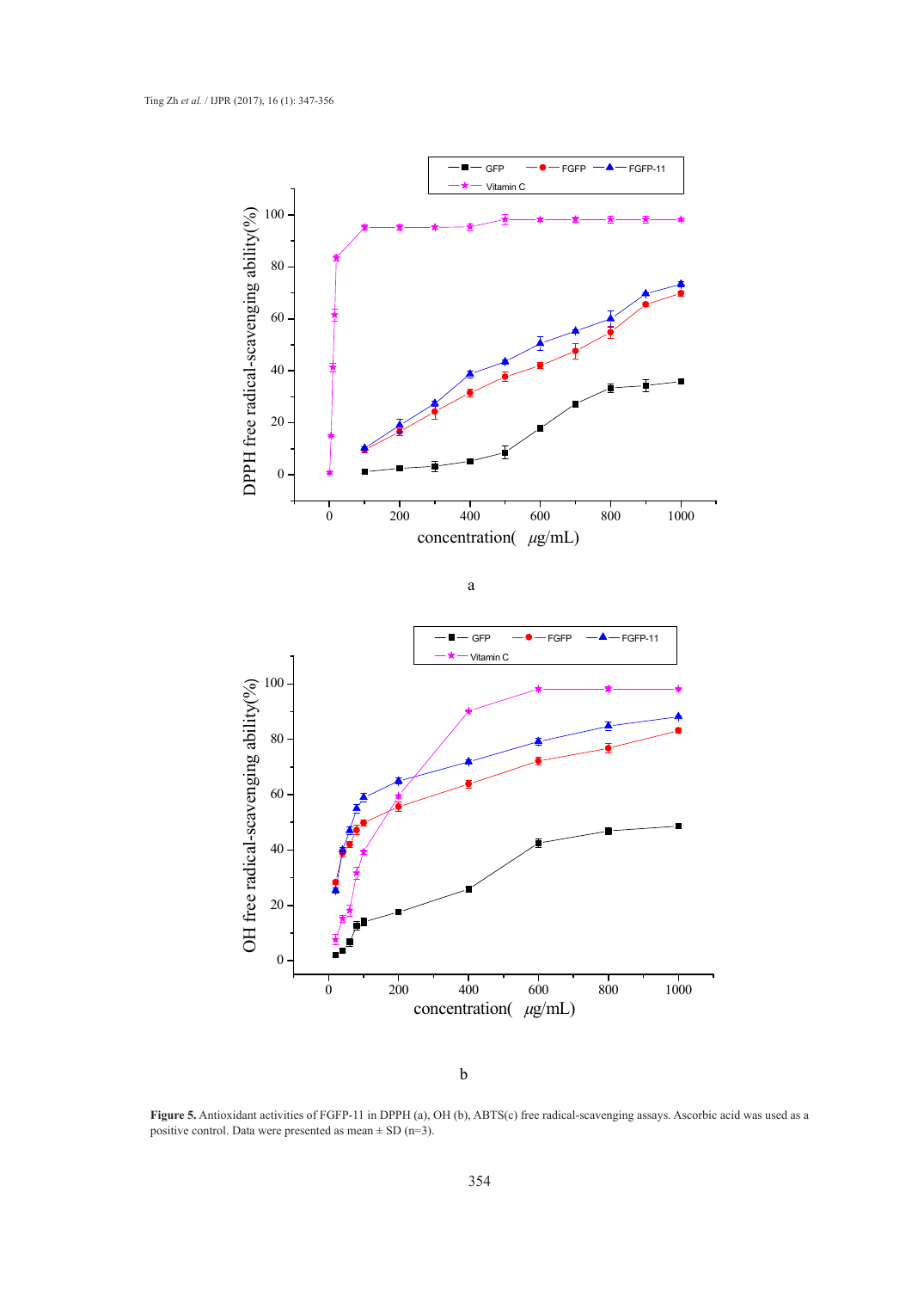a

b

**Figure 5.** Antioxidant activities of FGFP-11 in DPPH (a), OH (b), ABTS(c) free radical-scavenging assays. Ascorbic acid was used as a positive control. Data were presented as mean ± SD (n=3).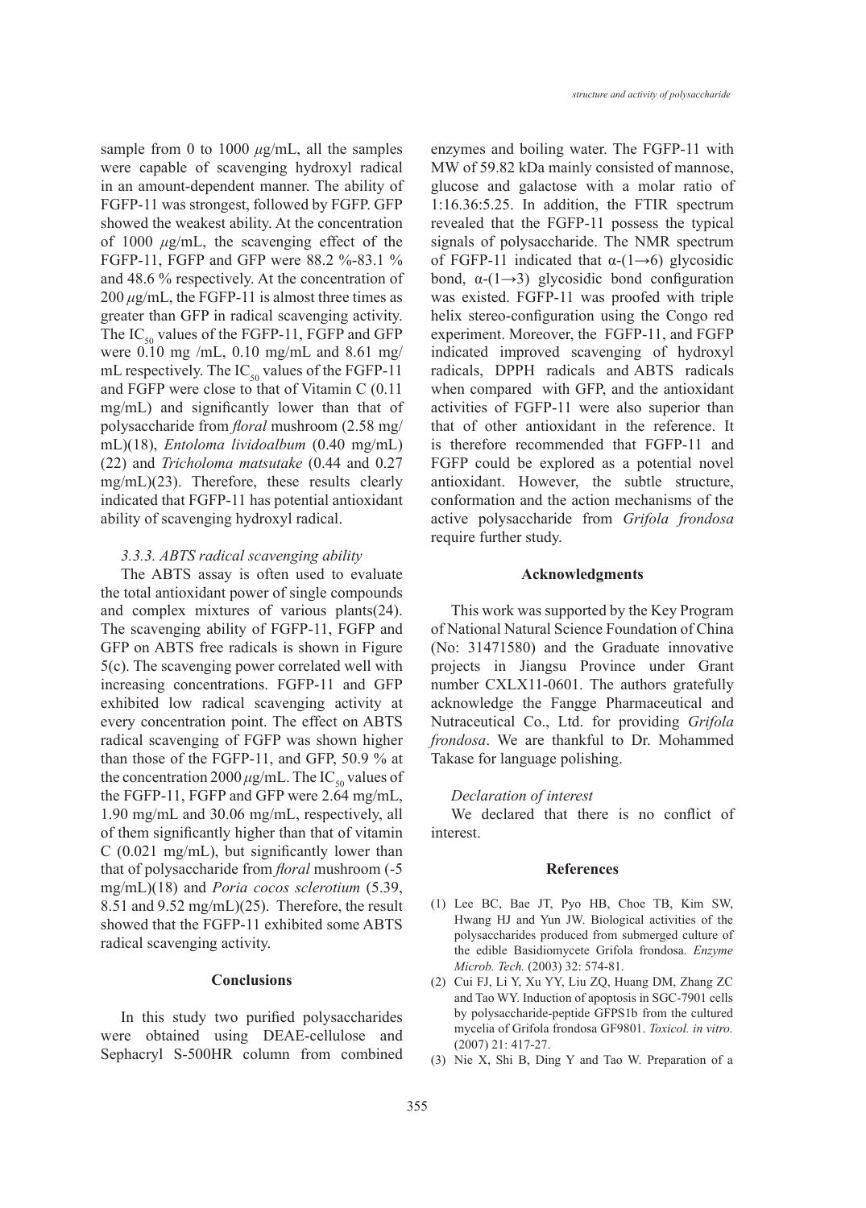sample from 0 to 1000 $\mu$g/mL, all the samples were capable of scavenging hydroxyl radical in an amount-dependent manner. The ability of FGFP-11 was strongest, followed by FGFP. GFP showed the weakest ability. At the concentration of 1000 $\mu$g/mL, the scavenging effect of the FGFP-11, FGFP and GFP were 88.2 %-83.1 % and 48.6 % respectively. At the concentration of 200 $\mu$g/mL, the FGFP-11 is almost three times as greater than GFP in radical scavenging activity. The $IC_{50}$ values of the FGFP-11, FGFP and GFP were 0.10 mg /mL, 0.10 mg/mL and 8.61 mg/mL respectively. The $IC_{50}$ values of the FGFP-11 and FGFP were close to that of Vitamin C (0.11 mg/mL) and significantly lower than that of polysaccharide from *floral* mushroom (2.58 mg/mL)(18), *Entoloma lividoalbum* (0.40 mg/mL) (22) and *Tricholoma matsutake* (0.44 and 0.27 mg/mL)(23). Therefore, these results clearly indicated that FGFP-11 has potential antioxidant ability of scavenging hydroxyl radical.

### *3.3.3. ABTS radical scavenging ability*

The ABTS assay is often used to evaluate the total antioxidant power of single compounds and complex mixtures of various plants(24). The scavenging ability of FGFP-11, FGFP and GFP on ABTS free radicals is shown in Figure 5(c). The scavenging power correlated well with increasing concentrations. FGFP-11 and GFP exhibited low radical scavenging activity at every concentration point. The effect on ABTS radical scavenging of FGFP was shown higher than those of the FGFP-11, and GFP, 50.9 % at the concentration 2000 $\mu$g/mL. The $IC_{50}$ values of the FGFP-11, FGFP and GFP were 2.64 mg/mL, 1.90 mg/mL and 30.06 mg/mL, respectively, all of them significantly higher than that of vitamin C (0.021 mg/mL), but significantly lower than that of polysaccharide from *floral* mushroom (-5 mg/mL)(18) and *Poria cocos sclerotium* (5.39, 8.51 and 9.52 mg/mL)(25). Therefore, the result showed that the FGFP-11 exhibited some ABTS radical scavenging activity.

## Conclusions

In this study two purified polysaccharides were obtained using DEAE-cellulose and Sephacryl S-500HR column from combined enzymes and boiling water. The FGFP-11 with MW of 59.82 kDa mainly consisted of mannose, glucose and galactose with a molar ratio of 1:16.36:5.25. In addition, the FTIR spectrum revealed that the FGFP-11 possess the typical signals of polysaccharide. The NMR spectrum of FGFP-11 indicated that α-(1→6) glycosidic bond, α-(1→3) glycosidic bond configuration was existed. FGFP-11 was proofed with triple helix stereo-configuration using the Congo red experiment. Moreover, the FGFP-11, and FGFP indicated improved scavenging of hydroxyl radicals, DPPH radicals and ABTS radicals when compared with GFP, and the antioxidant activities of FGFP-11 were also superior than that of other antioxidant in the reference. It is therefore recommended that FGFP-11 and FGFP could be explored as a potential novel antioxidant. However, the subtle structure, conformation and the action mechanisms of the active polysaccharide from *Grifola frondosa* require further study.

## Acknowledgments

This work was supported by the Key Program of National Natural Science Foundation of China (No: 31471580) and the Graduate innovative projects in Jiangsu Province under Grant number CXLX11-0601. The authors gratefully acknowledge the Fangge Pharmaceutical and Nutraceutical Co., Ltd. for providing *Grifola frondosa*. We are thankful to Dr. Mohammed Takase for language polishing.

*Declaration of interest*

We declared that there is no conflict of interest.

## References

(1) Lee BC, Bae JT, Pyo HB, Choe TB, Kim SW, Hwang HJ and Yun JW. Biological activities of the polysaccharides produced from submerged culture of the edible Basidiomycete Grifola frondosa. *Enzyme Microb. Tech.* (2003) 32: 574-81.

(2) Cui FJ, Li Y, Xu YY, Liu ZQ, Huang DM, Zhang ZC and Tao WY. Induction of apoptosis in SGC-7901 cells by polysaccharide-peptide GFPS1b from the cultured mycelia of Grifola frondosa GF9801. *Toxicol. in vitro.* (2007) 21: 417-27.

(3) Nie X, Shi B, Ding Y and Tao W. Preparation of a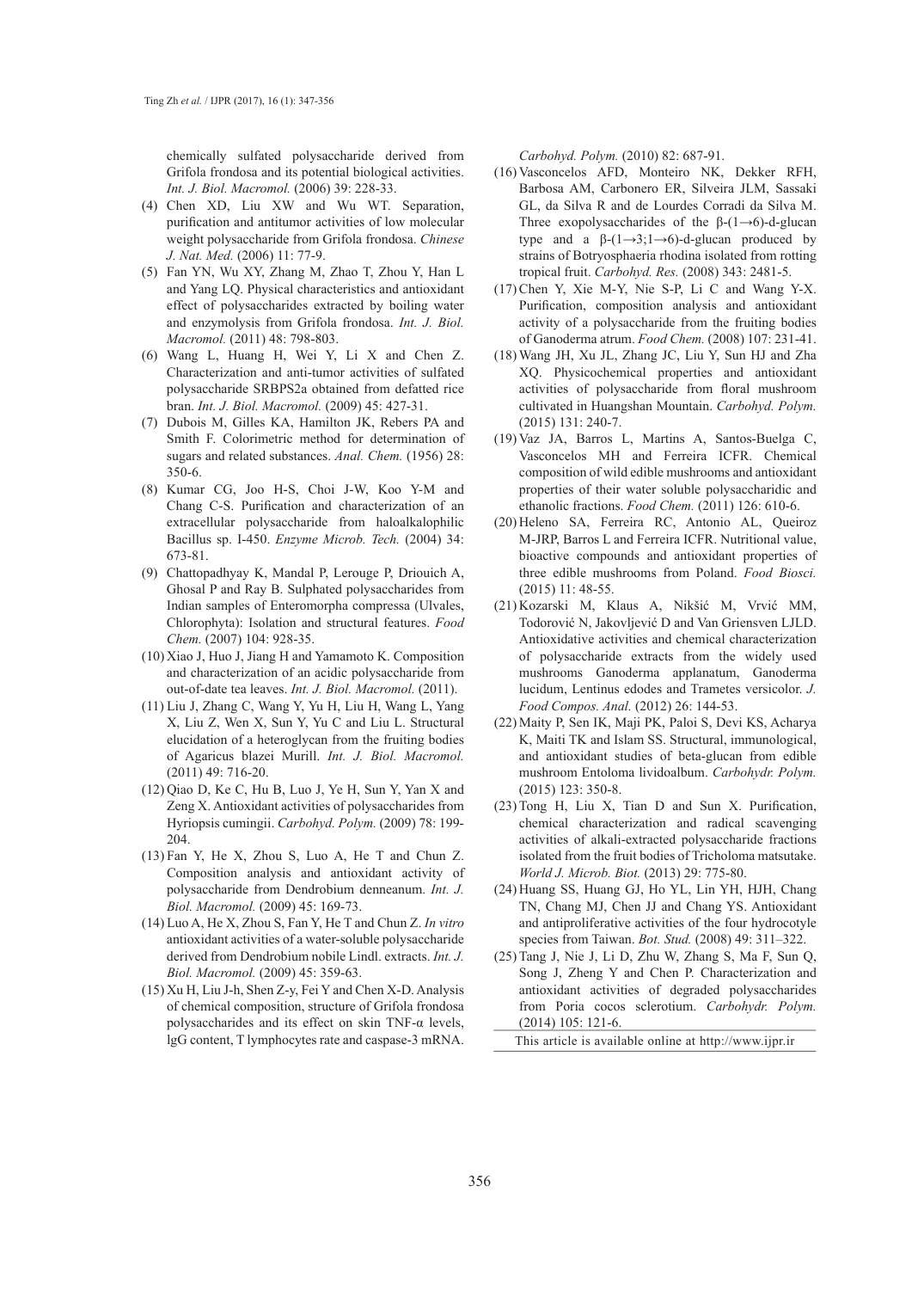chemically sulfated polysaccharide derived from Grifola frondosa and its potential biological activities. *Int. J. Biol. Macromol.* (2006) 39: 228-33.

(4) Chen XD, Liu XW and Wu WT. Separation, purification and antitumor activities of low molecular weight polysaccharide from Grifola frondosa. *Chinese J. Nat. Med.* (2006) 11: 77-9.

(5) Fan YN, Wu XY, Zhang M, Zhao T, Zhou Y, Han L and Yang LQ. Physical characteristics and antioxidant effect of polysaccharides extracted by boiling water and enzymolysis from Grifola frondosa. *Int. J. Biol. Macromol.* (2011) 48: 798-803.

(6) Wang L, Huang H, Wei Y, Li X and Chen Z. Characterization and anti-tumor activities of sulfated polysaccharide SRBPS2a obtained from defatted rice bran. *Int. J. Biol. Macromol.* (2009) 45: 427-31.

(7) Dubois M, Gilles KA, Hamilton JK, Rebers PA and Smith F. Colorimetric method for determination of sugars and related substances. *Anal. Chem.* (1956) 28: 350-6.

(8) Kumar CG, Joo H-S, Choi J-W, Koo Y-M and Chang C-S. Purification and characterization of an extracellular polysaccharide from haloalkalophilic Bacillus sp. I-450. *Enzyme Microb. Tech.* (2004) 34: 673-81.

(9) Chattopadhyay K, Mandal P, Lerouge P, Driouich A, Ghosal P and Ray B. Sulphated polysaccharides from Indian samples of Enteromorpha compressa (Ulvales, Chlorophyta): Isolation and structural features. *Food Chem.* (2007) 104: 928-35.

(10) Xiao J, Huo J, Jiang H and Yamamoto K. Composition and characterization of an acidic polysaccharide from out-of-date tea leaves. *Int. J. Biol. Macromol.* (2011).

(11) Liu J, Zhang C, Wang Y, Yu H, Liu H, Wang L, Yang X, Liu Z, Wen X, Sun Y, Yu C and Liu L. Structural elucidation of a heteroglycan from the fruiting bodies of Agaricus blazei Murill. *Int. J. Biol. Macromol.* (2011) 49: 716-20.

(12) Qiao D, Ke C, Hu B, Luo J, Ye H, Sun Y, Yan X and Zeng X. Antioxidant activities of polysaccharides from Hyriopsis cumingii. *Carbohyd. Polym.* (2009) 78: 199-204.

(13) Fan Y, He X, Zhou S, Luo A, He T and Chun Z. Composition analysis and antioxidant activity of polysaccharide from Dendrobium denneanum. *Int. J. Biol. Macromol.* (2009) 45: 169-73.

(14) Luo A, He X, Zhou S, Fan Y, He T and Chun Z. *In vitro* antioxidant activities of a water-soluble polysaccharide derived from Dendrobium nobile Lindl. extracts. *Int. J. Biol. Macromol.* (2009) 45: 359-63.

(15) Xu H, Liu J-h, Shen Z-y, Fei Y and Chen X-D. Analysis of chemical composition, structure of Grifola frondosa polysaccharides and its effect on skin TNF-α levels, lgG content, T lymphocytes rate and caspase-3 mRNA. *Carbohyd. Polym.* (2010) 82: 687-91.

(16) Vasconcelos AFD, Monteiro NK, Dekker RFH, Barbosa AM, Carbonero ER, Silveira JLM, Sassaki GL, da Silva R and de Lourdes Corradi da Silva M. Three exopolysaccharides of the β-(1→6)-d-glucan type and a β-(1→3;1→6)-d-glucan produced by strains of Botryosphaeria rhodina isolated from rotting tropical fruit. *Carbohyd. Res.* (2008) 343: 2481-5.

(17) Chen Y, Xie M-Y, Nie S-P, Li C and Wang Y-X. Purification, composition analysis and antioxidant activity of a polysaccharide from the fruiting bodies of Ganoderma atrum. *Food Chem.* (2008) 107: 231-41.

(18) Wang JH, Xu JL, Zhang JC, Liu Y, Sun HJ and Zha XQ. Physicochemical properties and antioxidant activities of polysaccharide from floral mushroom cultivated in Huangshan Mountain. *Carbohyd. Polym.* (2015) 131: 240-7.

(19) Vaz JA, Barros L, Martins A, Santos-Buelga C, Vasconcelos MH and Ferreira ICFR. Chemical composition of wild edible mushrooms and antioxidant properties of their water soluble polysaccharidic and ethanolic fractions. *Food Chem.* (2011) 126: 610-6.

(20) Heleno SA, Ferreira RC, Antonio AL, Queiroz M-JRP, Barros L and Ferreira ICFR. Nutritional value, bioactive compounds and antioxidant properties of three edible mushrooms from Poland. *Food Biosci.* (2015) 11: 48-55.

(21) Kozarski M, Klaus A, Nikšić M, Vrvić MM, Todorović N, Jakovljević D and Van Griensven LJLD. Antioxidative activities and chemical characterization of polysaccharide extracts from the widely used mushrooms Ganoderma applanatum, Ganoderma lucidum, Lentinus edodes and Trametes versicolor. *J. Food Compos. Anal.* (2012) 26: 144-53.

(22) Maity P, Sen IK, Maji PK, Paloi S, Devi KS, Acharya K, Maiti TK and Islam SS. Structural, immunological, and antioxidant studies of beta-glucan from edible mushroom Entoloma lividoalbum. *Carbohydr. Polym.* (2015) 123: 350-8.

(23) Tong H, Liu X, Tian D and Sun X. Purification, chemical characterization and radical scavenging activities of alkali-extracted polysaccharide fractions isolated from the fruit bodies of Tricholoma matsutake. *World J. Microb. Biot.* (2013) 29: 775-80.

(24) Huang SS, Huang GJ, Ho YL, Lin YH, HJH, Chang TN, Chang MJ, Chen JJ and Chang YS. Antioxidant and antiproliferative activities of the four hydrocotyle species from Taiwan. *Bot. Stud.* (2008) 49: 311–322.

(25) Tang J, Nie J, Li D, Zhu W, Zhang S, Ma F, Sun Q, Song J, Zheng Y and Chen P. Characterization and antioxidant activities of degraded polysaccharides from Poria cocos sclerotium. *Carbohydr. Polym.* (2014) 105: 121-6.

This article is available online at http://www.ijpr.ir